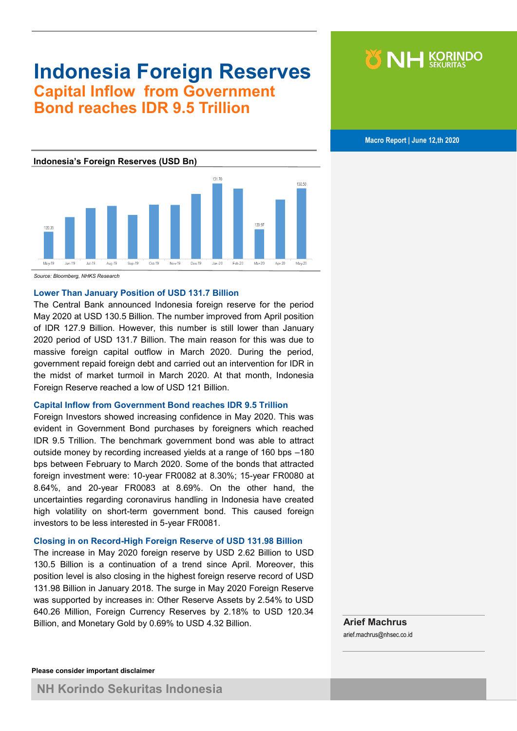# Indonesia Foreign Reserves

## Capital Inflow from Government Bond reaches IDR 9.5 Trillion

NH KORINDO SEKURITAS

Macro Report | June 12,th 2020

**Indonesia's Foreign Reserves (USD Bn)**

120.35
131.70
130.50
120.97

May-19 Jun-19 Jul-19 Aug-19 Sep-19 Oct-19 Nov-19 Dec-19 Jan-20 Feb-20 Mar-20 Apr-20 May-20

*Source: Bloomberg, NHKS Research*

### Lower Than January Position of USD 131.7 Billion

The Central Bank announced Indonesia foreign reserve for the period May 2020 at USD 130.5 Billion. The number improved from April position of IDR 127.9 Billion. However, this number is still lower than January 2020 period of USD 131.7 Billion. The main reason for this was due to massive foreign capital outflow in March 2020. During the period, government repaid foreign debt and carried out an intervention for IDR in the midst of market turmoil in March 2020. At that month, Indonesia Foreign Reserve reached a low of USD 121 Billion.

### Capital Inflow from Government Bond reaches IDR 9.5 Trillion

Foreign Investors showed increasing confidence in May 2020. This was evident in Government Bond purchases by foreigners which reached IDR 9.5 Trillion. The benchmark government bond was able to attract outside money by recording increased yields at a range of 160 bps –180 bps between February to March 2020. Some of the bonds that attracted foreign investment were: 10-year FR0082 at 8.30%; 15-year FR0080 at 8.64%, and 20-year FR0083 at 8.69%. On the other hand, the uncertainties regarding coronavirus handling in Indonesia have created high volatility on short-term government bond. This caused foreign investors to be less interested in 5-year FR0081.

### Closing in on Record-High Foreign Reserve of USD 131.98 Billion

The increase in May 2020 foreign reserve by USD 2.62 Billion to USD 130.5 Billion is a continuation of a trend since April. Moreover, this position level is also closing in the highest foreign reserve record of USD 131.98 Billion in January 2018. The surge in May 2020 Foreign Reserve was supported by increases in: Other Reserve Assets by 2.54% to USD 640.26 Million, Foreign Currency Reserves by 2.18% to USD 120.34 Billion, and Monetary Gold by 0.69% to USD 4.32 Billion.

**Arief Machrus**
arief.machrus@nhsec.co.id

**Please consider important disclaimer**

NH Korindo Sekuritas Indonesia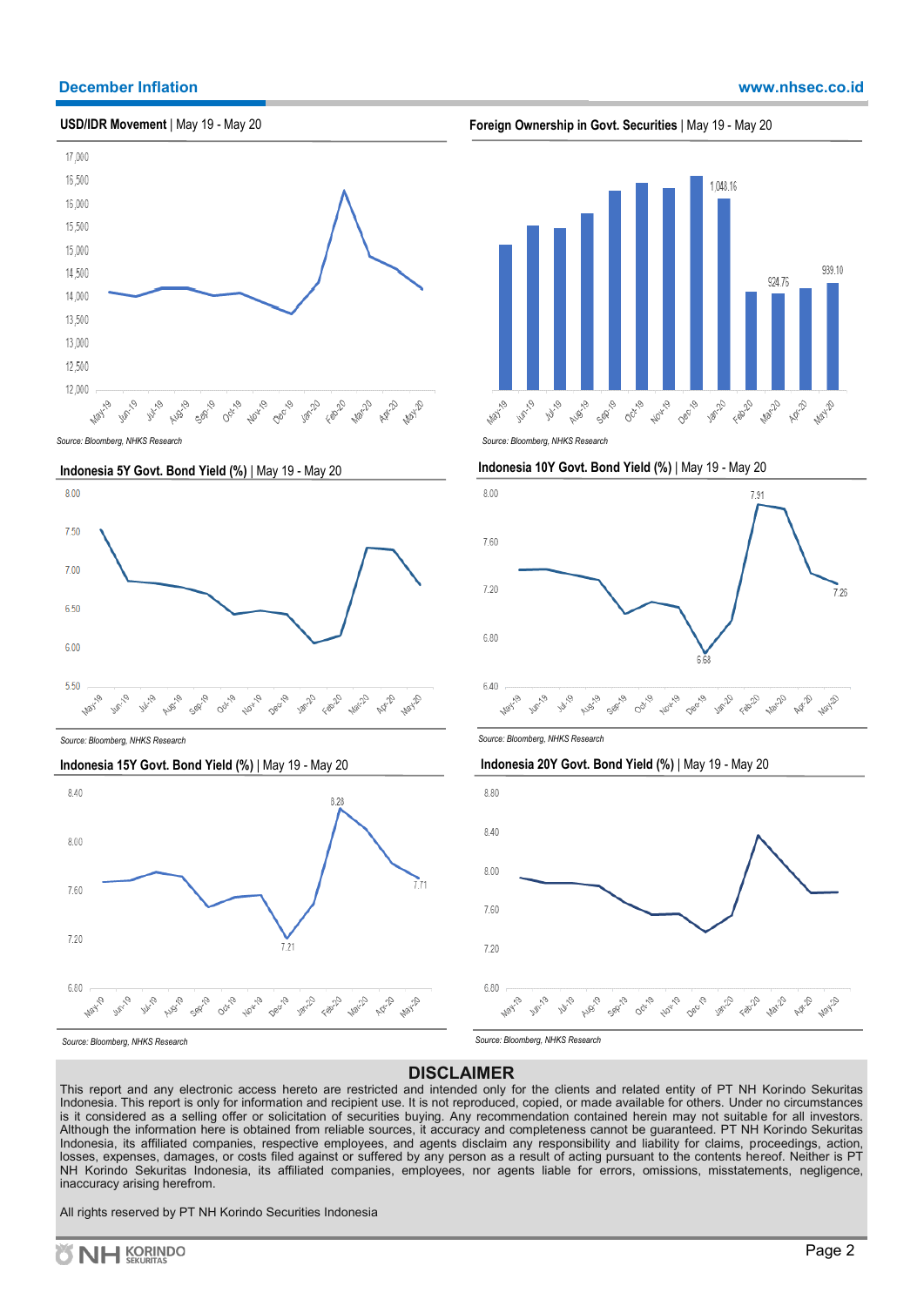**USD/IDR Movement** | May 19 - May 20

17,000
16,500
16,000
15,500
15,000
14,500
14,000
13,500
13,000
12,500
12,000

May-19 Jun-19 Jul-19 Aug-19 Sep-19 Oct-19 Nov-19 Dec-19 Jan-20 Feb-20 Mar-20 Apr-20 May-20

*Source: Bloomberg, NHKS Research*

**Foreign Ownership in Govt. Securities** | May 19 - May 20

1,048.16
924.75
939.10

May-19 Jun-19 Jul-19 Aug-19 Sep-19 Oct-19 Nov-19 Dec-19 Jan-20 Feb-20 Mar-20 Apr-20 May-20

*Source: Bloomberg, NHKS Research*

**Indonesia 5Y Govt. Bond Yield (%)** | May 19 - May 20

8.00
7.50
7.00
6.50
6.00
5.50

May-19 Jun-19 Jul-19 Aug-19 Sep-19 Oct-19 Nov-19 Dec-19 Jan-20 Feb-20 Mar-20 Apr-20 May-20

*Source: Bloomberg, NHKS Research*

**Indonesia 10Y Govt. Bond Yield (%)** | May 19 - May 20

8.00
7.60
7.20
6.80
6.40

7.91
6.68
7.26

May-19 Jun-19 Jul-19 Aug-19 Sep-19 Oct-19 Nov-19 Dec-19 Jan-20 Feb-20 Mar-20 Apr-20 May-20

*Source: Bloomberg, NHKS Research*

**Indonesia 15Y Govt. Bond Yield (%)** | May 19 - May 20

8.40
8.00
7.60
7.20
6.80

8.28
7.21
7.71

May-19 Jun-19 Jul-19 Aug-19 Sep-19 Oct-19 Nov-19 Dec-19 Jan-20 Feb-20 Mar-20 Apr-20 May-20

*Source: Bloomberg, NHKS Research*

**Indonesia 20Y Govt. Bond Yield (%)** | May 19 - May 20

8.80
8.40
8.00
7.60
7.20
6.80

May-19 Jun-19 Jul-19 Aug-19 Sep-19 Oct-19 Nov-19 Dec-19 Jan-20 Feb-20 Mar-20 Apr-20 May-20

*Source: Bloomberg, NHKS Research*

## DISCLAIMER

This report and any electronic access hereto are restricted and intended only for the clients and related entity of PT NH Korindo Sekuritas Indonesia. This report is only for information and recipient use. It is not reproduced, copied, or made available for others. Under no circumstances is it considered as a selling offer or solicitation of securities buying. Any recommendation contained herein may not suitable for all investors. Although the information here is obtained from reliable sources, it accuracy and completeness cannot be guaranteed. PT NH Korindo Sekuritas Indonesia, its affiliated companies, respective employees, and agents disclaim any responsibility and liability for claims, proceedings, action, losses, expenses, damages, or costs filed against or suffered by any person as a result of acting pursuant to the contents hereof. Neither is PT NH Korindo Sekuritas Indonesia, its affiliated companies, employees, nor agents liable for errors, omissions, misstatements, negligence, inaccuracy arising herefrom.

All rights reserved by PT NH Korindo Securities Indonesia